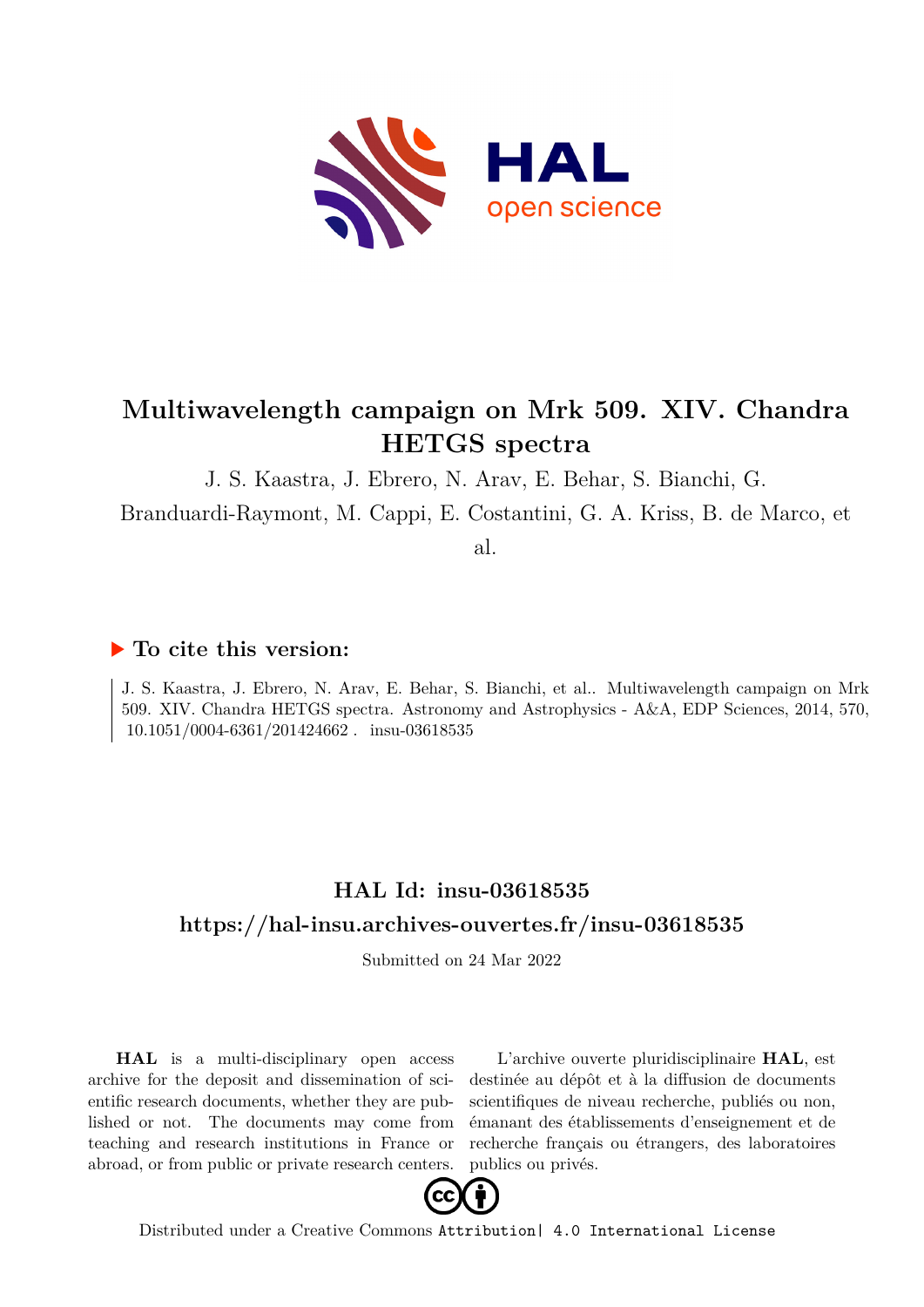# Multiwavelength campaign on Mrk 509. XIV. Chandra HETGS spectra

J. S. Kaastra, J. Ebrero, N. Arav, E. Behar, S. Bianchi, G. Branduardi-Raymont, M. Cappi, E. Costantini, G. A. Kriss, B. de Marco, et al.

## ▶ To cite this version:

J. S. Kaastra, J. Ebrero, N. Arav, E. Behar, S. Bianchi, et al.. Multiwavelength campaign on Mrk 509. XIV. Chandra HETGS spectra. Astronomy and Astrophysics - A&A, EDP Sciences, 2014, 570, 10.1051/0004-6361/201424662 . insu-03618535

## HAL Id: insu-03618535

## https://hal-insu.archives-ouvertes.fr/insu-03618535

Submitted on 24 Mar 2022

**HAL** is a multi-disciplinary open access archive for the deposit and dissemination of scientific research documents, whether they are published or not. The documents may come from teaching and research institutions in France or abroad, or from public or private research centers.

L'archive ouverte pluridisciplinaire **HAL**, est destinée au dépôt et à la diffusion de documents scientifiques de niveau recherche, publiés ou non, émanant des établissements d'enseignement et de recherche français ou étrangers, des laboratoires publics ou privés.

Distributed under a Creative Commons Attribution| 4.0 International License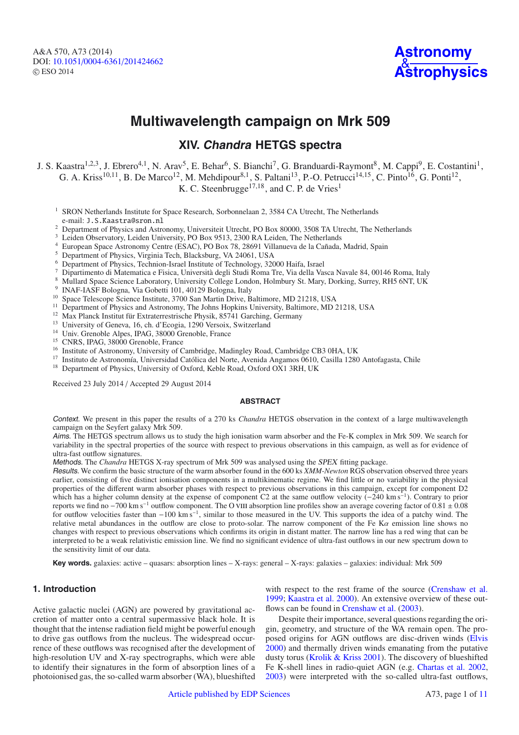# Multiwavelength campaign on Mrk 509

## XIV. *Chandra* HETGS spectra

J. S. Kaastra[1,2,3], J. Ebrero[4,1], N. Arav[5], E. Behar[6], S. Bianchi[7], G. Branduardi-Raymont[8], M. Cappi[9], E. Costantini[1], G. A. Kriss[10,11], B. De Marco[12], M. Mehdipour[8,1], S. Paltani[13], P.-O. Petrucci[14,15], C. Pinto[16], G. Ponti[12], K. C. Steenbrugge[17,18], and C. P. de Vries[1]

[1] SRON Netherlands Institute for Space Research, Sorbonnelaan 2, 3584 CA Utrecht, The Netherlands
e-mail: J.S.Kaastra@sron.nl
[2] Department of Physics and Astronomy, Universiteit Utrecht, PO Box 80000, 3508 TA Utrecht, The Netherlands
[3] Leiden Observatory, Leiden University, PO Box 9513, 2300 RA Leiden, The Netherlands
[4] European Space Astronomy Centre (ESAC), PO Box 78, 28691 Villanueva de la Cañada, Madrid, Spain
[5] Department of Physics, Virginia Tech, Blacksburg, VA 24061, USA
[6] Department of Physics, Technion-Israel Institute of Technology, 32000 Haifa, Israel
[7] Dipartimento di Matematica e Fisica, Università degli Studi Roma Tre, Via della Vasca Navale 84, 00146 Roma, Italy
[8] Mullard Space Science Laboratory, University College London, Holmbury St. Mary, Dorking, Surrey, RH5 6NT, UK
[9] INAF-IASF Bologna, Via Gobetti 101, 40129 Bologna, Italy
[10] Space Telescope Science Institute, 3700 San Martin Drive, Baltimore, MD 21218, USA
[11] Department of Physics and Astronomy, The Johns Hopkins University, Baltimore, MD 21218, USA
[12] Max Planck Institut für Extraterrestrische Physik, 85741 Garching, Germany
[13] University of Geneva, 16, ch. d'Ecogia, 1290 Versoix, Switzerland
[14] Univ. Grenoble Alpes, IPAG, 38000 Grenoble, France
[15] CNRS, IPAG, 38000 Grenoble, France
[16] Institute of Astronomy, University of Cambridge, Madingley Road, Cambridge CB3 0HA, UK
[17] Instituto de Astronomía, Universidad Católica del Norte, Avenida Angamos 0610, Casilla 1280 Antofagasta, Chile
[18] Department of Physics, University of Oxford, Keble Road, Oxford OX1 3RH, UK

Received 23 July 2014 / Accepted 29 August 2014

### ABSTRACT

*Context.* We present in this paper the results of a 270 ks *Chandra* HETGS observation in the context of a large multiwavelength campaign on the Seyfert galaxy Mrk 509.

*Aims.* The HETGS spectrum allows us to study the high ionisation warm absorber and the Fe-K complex in Mrk 509. We search for variability in the spectral properties of the source with respect to previous observations in this campaign, as well as for evidence of ultra-fast outflow signatures.

*Methods.* The *Chandra* HETGS X-ray spectrum of Mrk 509 was analysed using the *SPEX* fitting package.

*Results.* We confirm the basic structure of the warm absorber found in the 600 ks *XMM-Newton* RGS observation observed three years earlier, consisting of five distinct ionisation components in a multikinematic regime. We find little or no variability in the physical properties of the different warm absorber phases with respect to previous observations in this campaign, except for component D2 which has a higher column density at the expense of component C2 at the same outflow velocity ($-240$ km s$^{-1}$). Contrary to prior reports we find no $-700$ km s$^{-1}$ outflow component. The O VIII absorption line profiles show an average covering factor of $0.81 \pm 0.08$ for outflow velocities faster than $-100$ km s$^{-1}$, similar to those measured in the UV. This supports the idea of a patchy wind. The relative metal abundances in the outflow are close to proto-solar. The narrow component of the Fe K$\alpha$ emission line shows no changes with respect to previous observations which confirms its origin in distant matter. The narrow line has a red wing that can be interpreted to be a weak relativistic emission line. We find no significant evidence of ultra-fast outflows in our new spectrum down to the sensitivity limit of our data.

**Key words.** galaxies: active – quasars: absorption lines – X-rays: general – X-rays: galaxies – galaxies: individual: Mrk 509

## 1. Introduction

Active galactic nuclei (AGN) are powered by gravitational accretion of matter onto a central supermassive black hole. It is thought that the intense radiation field might be powerful enough to drive gas outflows from the nucleus. The widespread occurrence of these outflows was recognised after the development of high-resolution UV and X-ray spectrographs, which were able to identify their signatures in the form of absorption lines of a photoionised gas, the so-called warm absorber (WA), blueshifted with respect to the rest frame of the source (Crenshaw et al. 1999; Kaastra et al. 2000). An extensive overview of these outflows can be found in Crenshaw et al. (2003).

Despite their importance, several questions regarding the origin, geometry, and structure of the WA remain open. The proposed origins for AGN outflows are disc-driven winds (Elvis 2000) and thermally driven winds emanating from the putative dusty torus (Krolik & Kriss 2001). The discovery of blueshifted Fe K-shell lines in radio-quiet AGN (e.g. Chartas et al. 2002, 2003) were interpreted with the so-called ultra-fast outflows,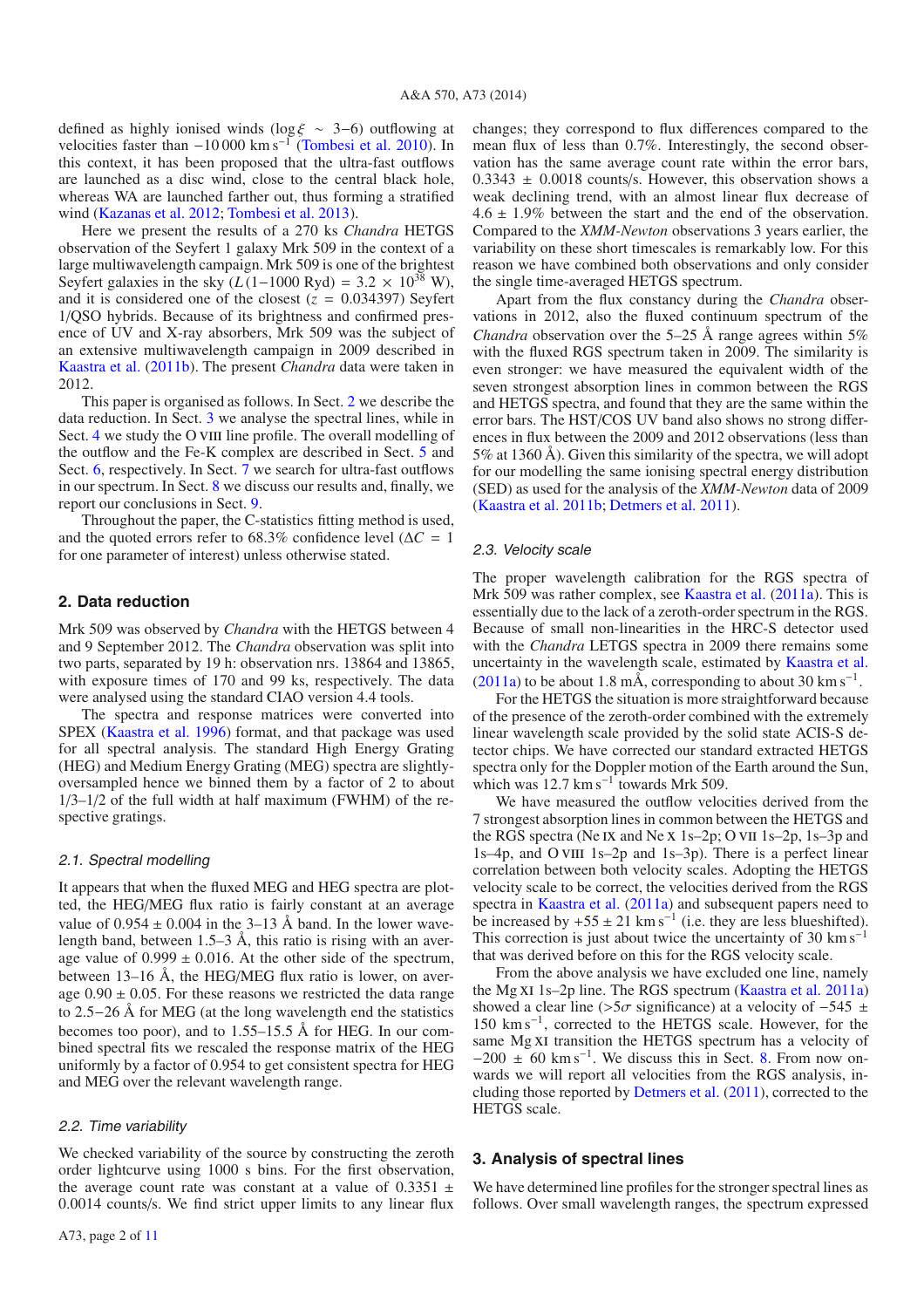defined as highly ionised winds ($\log \xi \sim 3$–6) outflowing at velocities faster than $-10\,000$ km s$^{-1}$ (Tombesi et al. 2010). In this context, it has been proposed that the ultra-fast outflows are launched as a disc wind, close to the central black hole, whereas WA are launched farther out, thus forming a stratified wind (Kazanas et al. 2012; Tombesi et al. 2013).

Here we present the results of a 270 ks *Chandra* HETGS observation of the Seyfert 1 galaxy Mrk 509 in the context of a large multiwavelength campaign. Mrk 509 is one of the brightest Seyfert galaxies in the sky ($L$(1−1000 Ryd) = $3.2 \times 10^{38}$ W), and it is considered one of the closest ($z$ = 0.034397) Seyfert 1/QSO hybrids. Because of its brightness and confirmed presence of UV and X-ray absorbers, Mrk 509 was the subject of an extensive multiwavelength campaign in 2009 described in Kaastra et al. (2011b). The present *Chandra* data were taken in 2012.

This paper is organised as follows. In Sect. 2 we describe the data reduction. In Sect. 3 we analyse the spectral lines, while in Sect. 4 we study the O VIII line profile. The overall modelling of the outflow and the Fe-K complex are described in Sect. 5 and Sect. 6, respectively. In Sect. 7 we search for ultra-fast outflows in our spectrum. In Sect. 8 we discuss our results and, finally, we report our conclusions in Sect. 9.

Throughout the paper, the C-statistics fitting method is used, and the quoted errors refer to 68.3% confidence level ($\Delta C$ = 1 for one parameter of interest) unless otherwise stated.

## 2. Data reduction

Mrk 509 was observed by *Chandra* with the HETGS between 4 and 9 September 2012. The *Chandra* observation was split into two parts, separated by 19 h: observation nrs. 13864 and 13865, with exposure times of 170 and 99 ks, respectively. The data were analysed using the standard CIAO version 4.4 tools.

The spectra and response matrices were converted into SPEX (Kaastra et al. 1996) format, and that package was used for all spectral analysis. The standard High Energy Grating (HEG) and Medium Energy Grating (MEG) spectra are slightly-oversampled hence we binned them by a factor of 2 to about 1/3–1/2 of the full width at half maximum (FWHM) of the respective gratings.

### 2.1. Spectral modelling

It appears that when the fluxed MEG and HEG spectra are plotted, the HEG/MEG flux ratio is fairly constant at an average value of $0.954 \pm 0.004$ in the 3–13 Å band. In the lower wavelength band, between 1.5–3 Å, this ratio is rising with an average value of $0.999 \pm 0.016$. At the other side of the spectrum, between 13–16 Å, the HEG/MEG flux ratio is lower, on average $0.90 \pm 0.05$. For these reasons we restricted the data range to 2.5−26 Å for MEG (at the long wavelength end the statistics becomes too poor), and to 1.55–15.5 Å for HEG. In our combined spectral fits we rescaled the response matrix of the HEG uniformly by a factor of 0.954 to get consistent spectra for HEG and MEG over the relevant wavelength range.

### 2.2. Time variability

We checked variability of the source by constructing the zeroth order lightcurve using 1000 s bins. For the first observation, the average count rate was constant at a value of $0.3351 \pm 0.0014$ counts/s. We find strict upper limits to any linear flux changes; they correspond to flux differences compared to the mean flux of less than 0.7%. Interestingly, the second observation has the same average count rate within the error bars, $0.3343 \pm 0.0018$ counts/s. However, this observation shows a weak declining trend, with an almost linear flux decrease of $4.6 \pm 1.9$% between the start and the end of the observation. Compared to the *XMM-Newton* observations 3 years earlier, the variability on these short timescales is remarkably low. For this reason we have combined both observations and only consider the single time-averaged HETGS spectrum.

Apart from the flux constancy during the *Chandra* observations in 2012, also the fluxed continuum spectrum of the *Chandra* observation over the 5–25 Å range agrees within 5% with the fluxed RGS spectrum taken in 2009. The similarity is even stronger: we have measured the equivalent width of the seven strongest absorption lines in common between the RGS and HETGS spectra, and found that they are the same within the error bars. The HST/COS UV band also shows no strong differences in flux between the 2009 and 2012 observations (less than 5% at 1360 Å). Given this similarity of the spectra, we will adopt for our modelling the same ionising spectral energy distribution (SED) as used for the analysis of the *XMM-Newton* data of 2009 (Kaastra et al. 2011b; Detmers et al. 2011).

### 2.3. Velocity scale

The proper wavelength calibration for the RGS spectra of Mrk 509 was rather complex, see Kaastra et al. (2011a). This is essentially due to the lack of a zeroth-order spectrum in the RGS. Because of small non-linearities in the HRC-S detector used with the *Chandra* LETGS spectra in 2009 there remains some uncertainty in the wavelength scale, estimated by Kaastra et al. (2011a) to be about 1.8 mÅ, corresponding to about 30 km s$^{-1}$.

For the HETGS the situation is more straightforward because of the presence of the zeroth-order combined with the extremely linear wavelength scale provided by the solid state ACIS-S detector chips. We have corrected our standard extracted HETGS spectra only for the Doppler motion of the Earth around the Sun, which was 12.7 km s$^{-1}$ towards Mrk 509.

We have measured the outflow velocities derived from the 7 strongest absorption lines in common between the HETGS and the RGS spectra (Ne IX and Ne X 1s–2p; O VII 1s–2p, 1s–3p and 1s–4p, and O VIII 1s–2p and 1s–3p). There is a perfect linear correlation between both velocity scales. Adopting the HETGS velocity scale to be correct, the velocities derived from the RGS spectra in Kaastra et al. (2011a) and subsequent papers need to be increased by $+55 \pm 21$ km s$^{-1}$ (i.e. they are less blueshifted). This correction is just about twice the uncertainty of 30 km s$^{-1}$ that was derived before on this for the RGS velocity scale.

From the above analysis we have excluded one line, namely the Mg XI 1s–2p line. The RGS spectrum (Kaastra et al. 2011a) showed a clear line (>5$\sigma$ significance) at a velocity of $-545 \pm 150$ km s$^{-1}$, corrected to the HETGS scale. However, for the same Mg XI transition the HETGS spectrum has a velocity of $-200 \pm 60$ km s$^{-1}$. We discuss this in Sect. 8. From now onwards we will report all velocities from the RGS analysis, including those reported by Detmers et al. (2011), corrected to the HETGS scale.

## 3. Analysis of spectral lines

We have determined line profiles for the stronger spectral lines as follows. Over small wavelength ranges, the spectrum expressed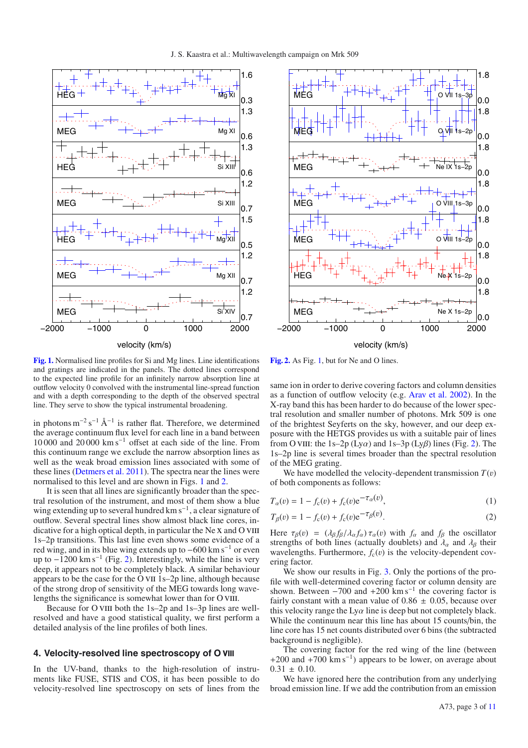Fig. 1. Normalised line profiles for Si and Mg lines. Line identifications and gratings are indicated in the panels. The dotted lines correspond to the expected line profile for an infinitely narrow absorption line at outflow velocity 0 convolved with the instrumental line-spread function and with a depth corresponding to the depth of the observed spectral line. They serve to show the typical instrumental broadening.

Fig. 2. As Fig. 1, but for Ne and O lines.

in photons m$^{-2}$ s$^{-1}$ Å$^{-1}$ is rather flat. Therefore, we determined the average continuum flux level for each line in a band between 10 000 and 20 000 km s$^{-1}$ offset at each side of the line. From this continuum range we exclude the narrow absorption lines as well as the weak broad emission lines associated with some of these lines (Detmers et al. 2011). The spectra near the lines were normalised to this level and are shown in Figs. 1 and 2.

It is seen that all lines are significantly broader than the spectral resolution of the instrument, and most of them show a blue wing extending up to several hundred km s$^{-1}$, a clear signature of outflow. Several spectral lines show almost black line cores, indicative for a high optical depth, in particular the Ne X and O VIII 1s–2p transitions. This last line even shows some evidence of a red wing, and in its blue wing extends up to −600 km s$^{-1}$ or even up to −1200 km s$^{-1}$ (Fig. 2). Interestingly, while the line is very deep, it appears not to be completely black. A similar behaviour appears to be the case for the O VII 1s–2p line, although because of the strong drop of sensitivity of the MEG towards long wavelengths the significance is somewhat lower than for O VIII.

Because for O VIII both the 1s–2p and 1s–3p lines are well-resolved and have a good statistical quality, we first perform a detailed analysis of the line profiles of both lines.

## 4. Velocity-resolved line spectroscopy of O VIII

In the UV-band, thanks to the high-resolution of instruments like FUSE, STIS and COS, it has been possible to do velocity-resolved line spectroscopy on sets of lines from the same ion in order to derive covering factors and column densities as a function of outflow velocity (e.g. Arav et al. 2002). In the X-ray band this has been harder to do because of the lower spectral resolution and smaller number of photons. Mrk 509 is one of the brightest Seyferts on the sky, however, and our deep exposure with the HETGS provides us with a suitable pair of lines from O VIII: the 1s–2p (Ly$\alpha$) and 1s–3p (Ly$\beta$) lines (Fig. 2). The 1s–2p line is several times broader than the spectral resolution of the MEG grating.

We have modelled the velocity-dependent transmission $T(v)$ of both components as follows:

$$T_\alpha(v) = 1 - f_c(v) + f_c(v)e^{-\tau_\alpha(v)}, \tag{1}$$

$$T_\beta(v) = 1 - f_c(v) + f_c(v)e^{-\tau_\beta(v)}. \tag{2}$$

Here $\tau_\beta(v) = (\lambda_\beta f_\beta/\lambda_\alpha f_\alpha)\,\tau_\alpha(v)$ with $f_\alpha$ and $f_\beta$ the oscillator strengths of both lines (actually doublets) and $\lambda_\alpha$ and $\lambda_\beta$ their wavelengths. Furthermore, $f_c(v)$ is the velocity-dependent covering factor.

We show our results in Fig. 3. Only the portions of the profile with well-determined covering factor or column density are shown. Between −700 and +200 km s$^{-1}$ the covering factor is fairly constant with a mean value of 0.86 ± 0.05, because over this velocity range the Ly$\alpha$ line is deep but not completely black. While the continuum near this line has about 15 counts/bin, the line core has 15 net counts distributed over 6 bins (the subtracted background is negligible).

The covering factor for the red wing of the line (between +200 and +700 km s$^{-1}$) appears to be lower, on average about 0.31 ± 0.10.

We have ignored here the contribution from any underlying broad emission line. If we add the contribution from an emission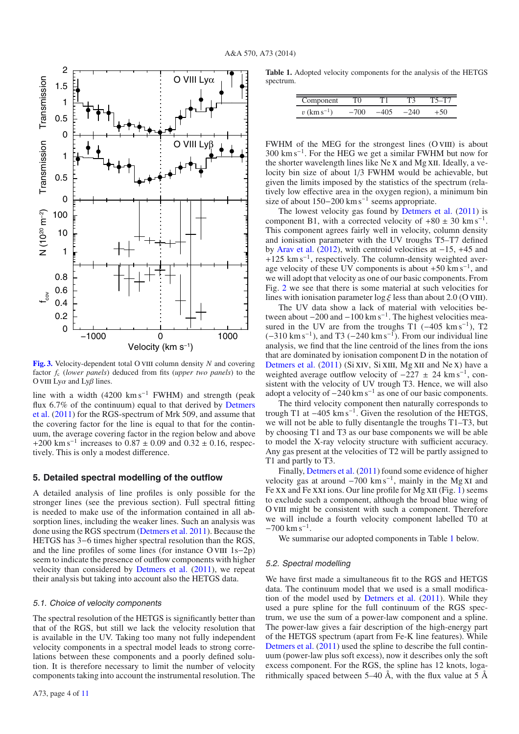Fig. 3. Velocity-dependent total O VIII column density $N$ and covering factor $f_c$ (*lower panels*) deduced from fits (*upper two panels*) to the O VIII Ly$\alpha$ and Ly$\beta$ lines.

line with a width (4200 km s$^{-1}$ FWHM) and strength (peak flux 6.7% of the continuum) equal to that derived by Detmers et al. (2011) for the RGS-spectrum of Mrk 509, and assume that the covering factor for the line is equal to that for the continuum, the average covering factor in the region below and above +200 km s$^{-1}$ increases to 0.87 ± 0.09 and 0.32 ± 0.16, respectively. This is only a modest difference.

## 5. Detailed spectral modelling of the outflow

A detailed analysis of line profiles is only possible for the stronger lines (see the previous section). Full spectral fitting is needed to make use of the information contained in all absorption lines, including the weaker lines. Such an analysis was done using the RGS spectrum (Detmers et al. 2011). Because the HETGS has 3−6 times higher spectral resolution than the RGS, and the line profiles of some lines (for instance O VIII 1s−2p) seem to indicate the presence of outflow components with higher velocity than considered by Detmers et al. (2011), we repeat their analysis but taking into account also the HETGS data.

### 5.1. Choice of velocity components

The spectral resolution of the HETGS is significantly better than that of the RGS, but still we lack the velocity resolution that is available in the UV. Taking too many not fully independent velocity components in a spectral model leads to strong correlations between these components and a poorly defined solution. It is therefore necessary to limit the number of velocity components taking into account the instrumental resolution. The FWHM of the MEG for the strongest lines (O VIII) is about 300 km s$^{-1}$. For the HEG we get a similar FWHM but now for the shorter wavelength lines like Ne X and Mg XII. Ideally, a velocity bin size of about 1/3 FWHM would be achievable, but given the limits imposed by the statistics of the spectrum (relatively low effective area in the oxygen region), a minimum bin size of about 150−200 km s$^{-1}$ seems appropriate.

The lowest velocity gas found by Detmers et al. (2011) is component B1, with a corrected velocity of +80 ± 30 km s$^{-1}$. This component agrees fairly well in velocity, column density and ionisation parameter with the UV troughs T5–T7 defined by Arav et al. (2012), with centroid velocities at −15, +45 and +125 km s$^{-1}$, respectively. The column-density weighted average velocity of these UV components is about +50 km s$^{-1}$, and we will adopt that velocity as one of our basic components. From Fig. 2 we see that there is some material at such velocities for lines with ionisation parameter log $\xi$ less than about 2.0 (O VIII).

The UV data show a lack of material with velocities between about −200 and −100 km s$^{-1}$. The highest velocities measured in the UV are from the troughs T1 (−405 km s$^{-1}$), T2 (−310 km s$^{-1}$), and T3 (−240 km s$^{-1}$). From our individual line analysis, we find that the line centroid of the lines from the ions that are dominated by ionisation component D in the notation of Detmers et al. (2011) (Si XIV, Si XIII, Mg XII and Ne X) have a weighted average outflow velocity of −227 ± 24 km s$^{-1}$, consistent with the velocity of UV trough T3. Hence, we will also adopt a velocity of −240 km s$^{-1}$ as one of our basic components.

The third velocity component then naturally corresponds to trough T1 at −405 km s$^{-1}$. Given the resolution of the HETGS, we will not be able to fully disentangle the troughs T1–T3, but by choosing T1 and T3 as our base components we will be able to model the X-ray velocity structure with sufficient accuracy. Any gas present at the velocities of T2 will be partly assigned to T1 and partly to T3.

Finally, Detmers et al. (2011) found some evidence of higher velocity gas at around −700 km s$^{-1}$, mainly in the Mg XI and Fe XX and Fe XXI ions. Our line profile for Mg XII (Fig. 1) seems to exclude such a component, although the broad blue wing of O VIII might be consistent with such a component. Therefore we will include a fourth velocity component labelled T0 at −700 km s$^{-1}$.

We summarise our adopted components in Table 1 below.

Table 1. Adopted velocity components for the analysis of the HETGS spectrum.

| Component | T0 | T1 | T3 | T5–T7 |
|---|---|---|---|---|
| $v$ (km s$^{-1}$) | −700 | −405 | −240 | +50 |

### 5.2. Spectral modelling

We have first made a simultaneous fit to the RGS and HETGS data. The continuum model that we used is a small modification of the model used by Detmers et al. (2011). While they used a pure spline for the full continuum of the RGS spectrum, we use the sum of a power-law component and a spline. The power-law gives a fair description of the high-energy part of the HETGS spectrum (apart from Fe-K line features). While Detmers et al. (2011) used the spline to describe the full continuum (power-law plus soft excess), now it describes only the soft excess component. For the RGS, the spline has 12 knots, logarithmically spaced between 5–40 Å, with the flux value at 5 Å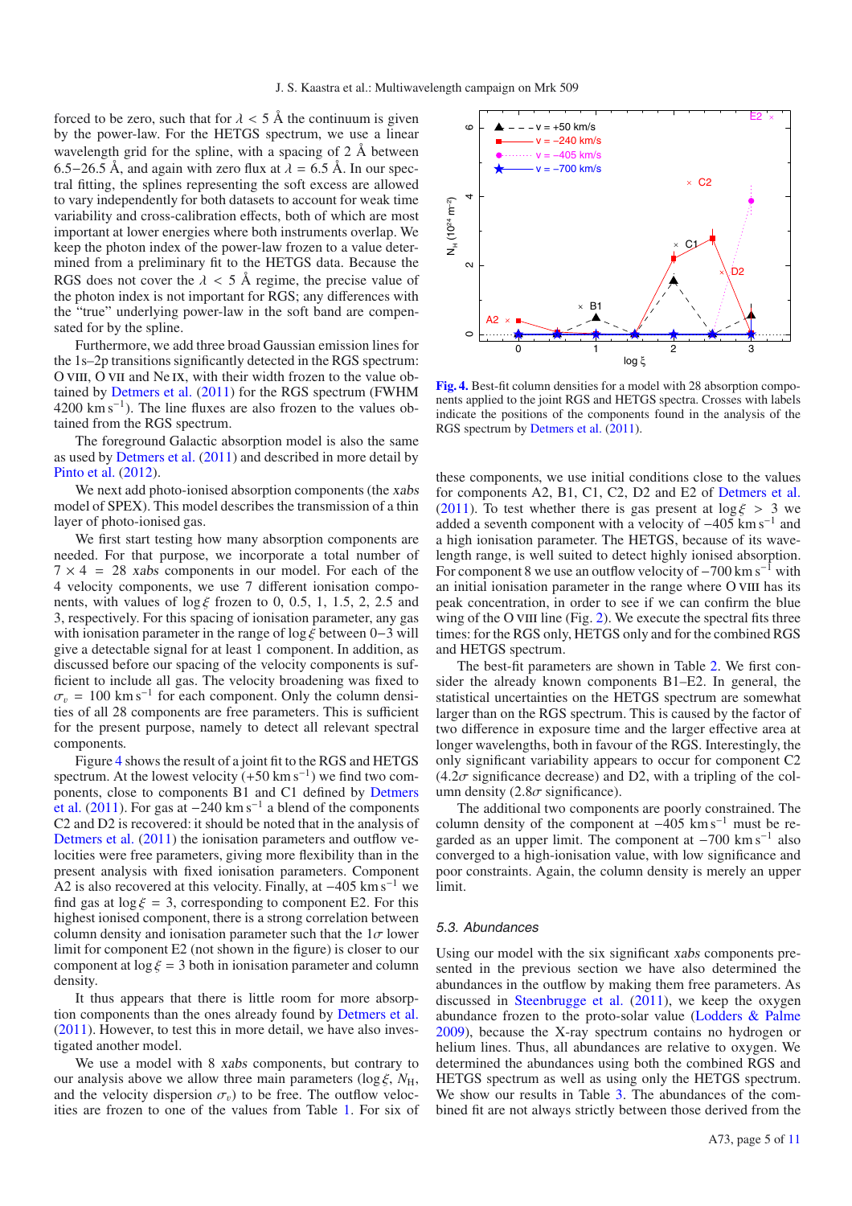forced to be zero, such that for $\lambda < 5$ Å the continuum is given by the power-law. For the HETGS spectrum, we use a linear wavelength grid for the spline, with a spacing of 2 Å between 6.5−26.5 Å, and again with zero flux at $\lambda = 6.5$ Å. In our spectral fitting, the splines representing the soft excess are allowed to vary independently for both datasets to account for weak time variability and cross-calibration effects, both of which are most important at lower energies where both instruments overlap. We keep the photon index of the power-law frozen to a value determined from a preliminary fit to the HETGS data. Because the RGS does not cover the $\lambda < 5$ Å regime, the precise value of the photon index is not important for RGS; any differences with the "true" underlying power-law in the soft band are compensated for by the spline.

Furthermore, we add three broad Gaussian emission lines for the 1s–2p transitions significantly detected in the RGS spectrum: O VIII, O VII and Ne IX, with their width frozen to the value obtained by Detmers et al. (2011) for the RGS spectrum (FWHM 4200 km $s^{-1}$). The line fluxes are also frozen to the values obtained from the RGS spectrum.

The foreground Galactic absorption model is also the same as used by Detmers et al. (2011) and described in more detail by Pinto et al. (2012).

We next add photo-ionised absorption components (the *xabs* model of SPEX). This model describes the transmission of a thin layer of photo-ionised gas.

We first start testing how many absorption components are needed. For that purpose, we incorporate a total number of $7 \times 4 = 28$ *xabs* components in our model. For each of the 4 velocity components, we use 7 different ionisation components, with values of $\log \xi$ frozen to 0, 0.5, 1, 1.5, 2, 2.5 and 3, respectively. For this spacing of ionisation parameter, any gas with ionisation parameter in the range of $\log \xi$ between 0−3 will give a detectable signal for at least 1 component. In addition, as discussed before our spacing of the velocity components is sufficient to include all gas. The velocity broadening was fixed to $\sigma_v = 100$ km $s^{-1}$ for each component. Only the column densities of all 28 components are free parameters. This is sufficient for the present purpose, namely to detect all relevant spectral components.

Figure 4 shows the result of a joint fit to the RGS and HETGS spectrum. At the lowest velocity (+50 km $s^{-1}$) we find two components, close to components B1 and C1 defined by Detmers et al. (2011). For gas at −240 km $s^{-1}$ a blend of the components C2 and D2 is recovered: it should be noted that in the analysis of Detmers et al. (2011) the ionisation parameters and outflow velocities were free parameters, giving more flexibility than in the present analysis with fixed ionisation parameters. Component A2 is also recovered at this velocity. Finally, at −405 km $s^{-1}$ we find gas at $\log \xi = 3$, corresponding to component E2. For this highest ionised component, there is a strong correlation between column density and ionisation parameter such that the $1\sigma$ lower limit for component E2 (not shown in the figure) is closer to our component at $\log \xi = 3$ both in ionisation parameter and column density.

It thus appears that there is little room for more absorption components than the ones already found by Detmers et al. (2011). However, to test this in more detail, we have also investigated another model.

We use a model with 8 *xabs* components, but contrary to our analysis above we allow three main parameters ($\log \xi$, $N_{\rm H}$, and the velocity dispersion $\sigma_v$) to be free. The outflow velocities are frozen to one of the values from Table 1. For six of these components, we use initial conditions close to the values for components A2, B1, C1, C2, D2 and E2 of Detmers et al. (2011). To test whether there is gas present at $\log \xi > 3$ we added a seventh component with a velocity of −405 km $s^{-1}$ and a high ionisation parameter. The HETGS, because of its wavelength range, is well suited to detect highly ionised absorption. For component 8 we use an outflow velocity of −700 km $s^{-1}$ with an initial ionisation parameter in the range where O VIII has its peak concentration, in order to see if we can confirm the blue wing of the O VIII line (Fig. 2). We execute the spectral fits three times: for the RGS only, HETGS only and for the combined RGS and HETGS spectrum.

**Fig. 4.** Best-fit column densities for a model with 28 absorption components applied to the joint RGS and HETGS spectra. Crosses with labels indicate the positions of the components found in the analysis of the RGS spectrum by Detmers et al. (2011).

The best-fit parameters are shown in Table 2. We first consider the already known components B1–E2. In general, the statistical uncertainties on the HETGS spectrum are somewhat larger than on the RGS spectrum. This is caused by the factor of two difference in exposure time and the larger effective area at longer wavelengths, both in favour of the RGS. Interestingly, the only significant variability appears to occur for component C2 ($4.2\sigma$ significance decrease) and D2, with a tripling of the column density ($2.8\sigma$ significance).

The additional two components are poorly constrained. The column density of the component at −405 km $s^{-1}$ must be regarded as an upper limit. The component at −700 km $s^{-1}$ also converged to a high-ionisation value, with low significance and poor constraints. Again, the column density is merely an upper limit.

### 5.3. Abundances

Using our model with the six significant *xabs* components presented in the previous section we have also determined the abundances in the outflow by making them free parameters. As discussed in Steenbrugge et al. (2011), we keep the oxygen abundance frozen to the proto-solar value (Lodders & Palme 2009), because the X-ray spectrum contains no hydrogen or helium lines. Thus, all abundances are relative to oxygen. We determined the abundances using both the combined RGS and HETGS spectrum as well as using only the HETGS spectrum. We show our results in Table 3. The abundances of the combined fit are not always strictly between those derived from the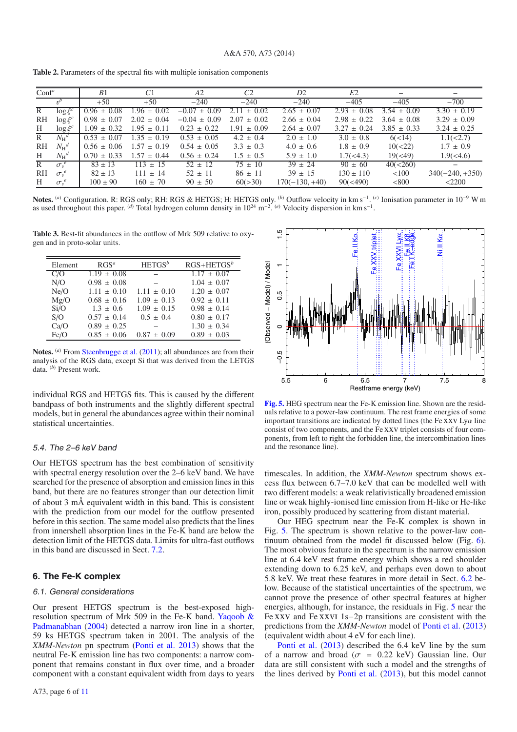**Table 2.** Parameters of the spectral fits with multiple ionisation components

| Conf[a] | | B1 | C1 | A2 | C2 | D2 | E2 | – | – |
|---|---|---|---|---|---|---|---|---|---|
| | $v$[b] | +50 | +50 | −240 | −240 | −240 | −405 | −405 | −700 |
| R | $\log\xi$[c] | 0.96 ± 0.08 | 1.96 ± 0.02 | −0.07 ± 0.09 | 2.11 ± 0.02 | 2.65 ± 0.07 | 2.93 ± 0.08 | 3.54 ± 0.09 | 3.30 ± 0.19 |
| RH | $\log\xi$[c] | 0.98 ± 0.07 | 2.02 ± 0.04 | −0.04 ± 0.09 | 2.07 ± 0.02 | 2.66 ± 0.04 | 2.98 ± 0.22 | 3.64 ± 0.08 | 3.29 ± 0.09 |
| H | $\log\xi$[c] | 1.09 ± 0.32 | 1.95 ± 0.11 | 0.23 ± 0.22 | 1.91 ± 0.09 | 2.64 ± 0.07 | 3.27 ± 0.24 | 3.85 ± 0.33 | 3.24 ± 0.25 |
| R | $N_{\rm H}$[d] | 0.53 ± 0.07 | 1.35 ± 0.19 | 0.53 ± 0.05 | 4.2 ± 0.4 | 2.0 ± 1.0 | 3.0 ± 0.8 | 6(<14) | 1.1(<2.7) |
| RH | $N_{\rm H}$[d] | 0.56 ± 0.06 | 1.57 ± 0.19 | 0.54 ± 0.05 | 3.3 ± 0.3 | 4.0 ± 0.6 | 1.8 ± 0.9 | 10(<22) | 1.7 ± 0.9 |
| H | $N_{\rm H}$[d] | 0.70 ± 0.33 | 1.57 ± 0.44 | 0.56 ± 0.24 | 1.5 ± 0.5 | 5.9 ± 1.0 | 1.7(<4.3) | 19(<49) | 1.9(<4.6) |
| R | $\sigma_v$[e] | 83 ± 13 | 113 ± 15 | 52 ± 12 | 75 ± 10 | 39 ± 24 | 90 ± 60 | 40(<260) | – |
| RH | $\sigma_v$[e] | 82 ± 13 | 111 ± 14 | 52 ± 11 | 86 ± 11 | 39 ± 15 | 130 ± 110 | <100 | 340(−240, +350) |
| H | $\sigma_v$[e] | 100 ± 90 | 160 ± 70 | 90 ± 50 | 60(>30) | 170(−130, +40) | 90(<490) | <800 | <2200 |

**Notes.** [a] Configuration. R: RGS only; RH: RGS & HETGS; H: HETGS only. [b] Outflow velocity in km s$^{-1}$. [c] Ionisation parameter in $10^{-9}$ W m as used throughout this paper. [d] Total hydrogen column density in $10^{24}$ m$^{-2}$. [e] Velocity dispersion in km s$^{-1}$.

**Table 3.** Best-fit abundances in the outflow of Mrk 509 relative to oxygen and in proto-solar units.

| Element | RGS[a] | HETGS[b] | RGS+HETGS[b] |
|---|---|---|---|
| C/O | 1.19 ± 0.08 | – | 1.17 ± 0.07 |
| N/O | 0.98 ± 0.08 | – | 1.04 ± 0.07 |
| Ne/O | 1.11 ± 0.10 | 1.11 ± 0.10 | 1.20 ± 0.07 |
| Mg/O | 0.68 ± 0.16 | 1.09 ± 0.13 | 0.92 ± 0.11 |
| Si/O | 1.3 ± 0.6 | 1.09 ± 0.15 | 0.98 ± 0.14 |
| S/O | 0.57 ± 0.14 | 0.5 ± 0.4 | 0.80 ± 0.17 |
| Ca/O | 0.89 ± 0.25 | – | 1.30 ± 0.34 |
| Fe/O | 0.85 ± 0.06 | 0.87 ± 0.09 | 0.89 ± 0.03 |

**Notes.** [a] From Steenbrugge et al. (2011); all abundances are from their analysis of the RGS data, except Si that was derived from the LETGS data. [b] Present work.

individual RGS and HETGS fits. This is caused by the different bandpass of both instruments and the slightly different spectral models, but in general the abundances agree within their nominal statistical uncertainties.

### 5.4. The 2–6 keV band

Our HETGS spectrum has the best combination of sensitivity with spectral energy resolution over the 2–6 keV band. We have searched for the presence of absorption and emission lines in this band, but there are no features stronger than our detection limit of about 3 mÅ equivalent width in this band. This is consistent with the prediction from our model for the outflow presented before in this section. The same model also predicts that the lines from innershell absorption lines in the Fe-K band are below the detection limit of the HETGS data. Limits for ultra-fast outflows in this band are discussed in Sect. 7.2.

## 6. The Fe-K complex

### 6.1. General considerations

Our present HETGS spectrum is the best-exposed high-resolution spectrum of Mrk 509 in the Fe-K band. Yaqoob & Padmanabhan (2004) detected a narrow iron line in a shorter, 59 ks HETGS spectrum taken in 2001. The analysis of the *XMM-Newton* pn spectrum (Ponti et al. 2013) shows that the neutral Fe-K emission line has two components: a narrow component that remains constant in flux over time, and a broader component with a constant equivalent width from days to years timescales. In addition, the *XMM-Newton* spectrum shows excess flux between 6.7–7.0 keV that can be modelled well with two different models: a weak relativistically broadened emission line or weak highly-ionised line emission from H-like or He-like iron, possibly produced by scattering from distant material.

**Fig. 5.** HEG spectrum near the Fe-K emission line. Shown are the residuals relative to a power-law continuum. The rest frame energies of some important transitions are indicated by dotted lines (the Fe XXV Ly$\alpha$ line consist of two components, and the Fe XXV triplet consists of four components, from left to right the forbidden line, the intercombination lines and the resonance line).

Our HEG spectrum near the Fe-K complex is shown in Fig. 5. The spectrum is shown relative to the power-law continuum obtained from the model fit discussed below (Fig. 6). The most obvious feature in the spectrum is the narrow emission line at 6.4 keV rest frame energy which shows a red shoulder extending down to 6.25 keV, and perhaps even down to about 5.8 keV. We treat these features in more detail in Sect. 6.2 below. Because of the statistical uncertainties of the spectrum, we cannot prove the presence of other spectral features at higher energies, although, for instance, the residuals in Fig. 5 near the Fe XXV and Fe XXVI 1s−2p transitions are consistent with the predictions from the *XMM-Newton* model of Ponti et al. (2013) (equivalent width about 4 eV for each line).

Ponti et al. (2013) described the 6.4 keV line by the sum of a narrow and broad ($\sigma$ = 0.22 keV) Gaussian line. Our data are still consistent with such a model and the strengths of the lines derived by Ponti et al. (2013), but this model cannot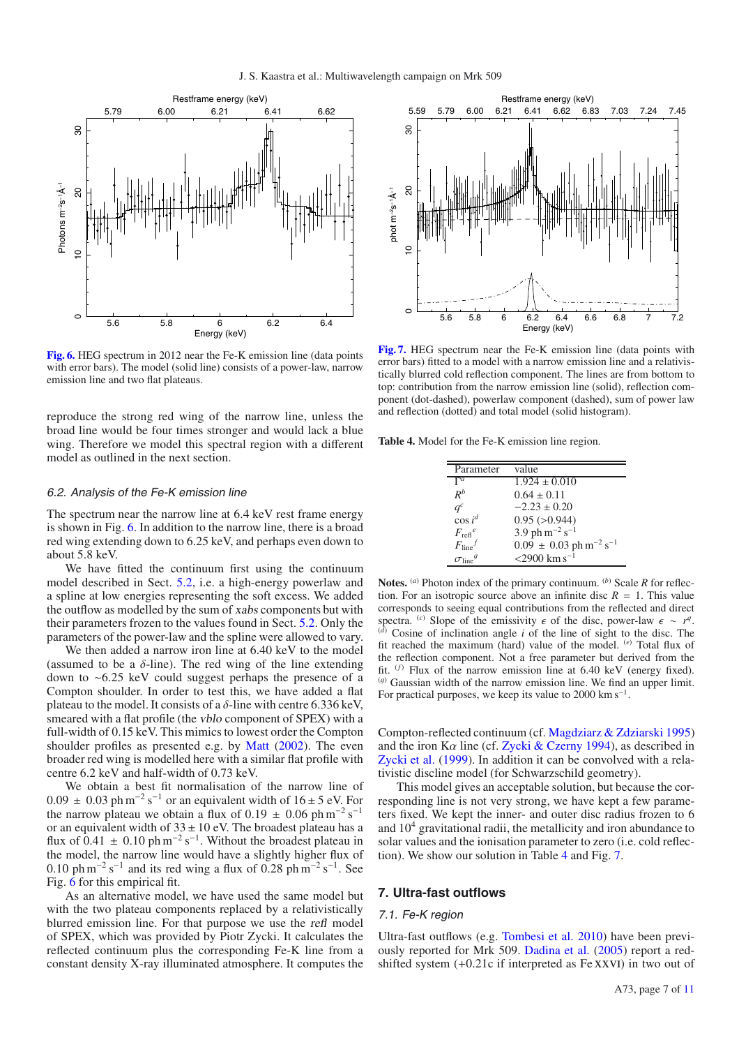Fig. 6. HEG spectrum in 2012 near the Fe-K emission line (data points with error bars). The model (solid line) consists of a power-law, narrow emission line and two flat plateaus.

Fig. 7. HEG spectrum near the Fe-K emission line (data points with error bars) fitted to a model with a narrow emission line and a relativistically blurred cold reflection component. The lines are from bottom to top: contribution from the narrow emission line (solid), reflection component (dot-dashed), powerlaw component (dashed), sum of power law and reflection (dotted) and total model (solid histogram).

reproduce the strong red wing of the narrow line, unless the broad line would be four times stronger and would lack a blue wing. Therefore we model this spectral region with a different model as outlined in the next section.

### 6.2. Analysis of the Fe-K emission line

The spectrum near the narrow line at 6.4 keV rest frame energy is shown in Fig. 6. In addition to the narrow line, there is a broad red wing extending down to 6.25 keV, and perhaps even down to about 5.8 keV.

We have fitted the continuum first using the continuum model described in Sect. 5.2, i.e. a high-energy powerlaw and a spline at low energies representing the soft excess. We added the outflow as modelled by the sum of *xabs* components but with their parameters frozen to the values found in Sect. 5.2. Only the parameters of the power-law and the spline were allowed to vary.

We then added a narrow iron line at 6.40 keV to the model (assumed to be a $\delta$-line). The red wing of the line extending down to ~6.25 keV could suggest perhaps the presence of a Compton shoulder. In order to test this, we have added a flat plateau to the model. It consists of a $\delta$-line with centre 6.336 keV, smeared with a flat profile (the *vblo* component of SPEX) with a full-width of 0.15 keV. This mimics to lowest order the Compton shoulder profiles as presented e.g. by Matt (2002). The even broader red wing is modelled here with a similar flat profile with centre 6.2 keV and half-width of 0.73 keV.

We obtain a best fit normalisation of the narrow line of $0.09 \pm 0.03$ ph m$^{-2}$ s$^{-1}$ or an equivalent width of $16 \pm 5$ eV. For the narrow plateau we obtain a flux of $0.19 \pm 0.06$ ph m$^{-2}$ s$^{-1}$ or an equivalent width of $33 \pm 10$ eV. The broadest plateau has a flux of $0.41 \pm 0.10$ ph m$^{-2}$ s$^{-1}$. Without the broadest plateau in the model, the narrow line would have a slightly higher flux of $0.10$ ph m$^{-2}$ s$^{-1}$ and its red wing a flux of $0.28$ ph m$^{-2}$ s$^{-1}$. See Fig. 6 for this empirical fit.

As an alternative model, we have used the same model but with the two plateau components replaced by a relativistically blurred emission line. For that purpose we use the *refl* model of SPEX, which was provided by Piotr Zycki. It calculates the reflected continuum plus the corresponding Fe-K line from a constant density X-ray illuminated atmosphere. It computes the Compton-reflected continuum (cf. Magdziarz & Zdziarski 1995) and the iron K$\alpha$ line (cf. Zycki & Czerny 1994), as described in Zycki et al. (1999). In addition it can be convolved with a relativistic discline model (for Schwarzschild geometry).

This model gives an acceptable solution, but because the corresponding line is not very strong, we have kept a few parameters fixed. We kept the inner- and outer disc radius frozen to 6 and $10^4$ gravitational radii, the metallicity and iron abundance to solar values and the ionisation parameter to zero (i.e. cold reflection). We show our solution in Table 4 and Fig. 7.

**Table 4.** Model for the Fe-K emission line region.

| Parameter | value |
|---|---|
| $\Gamma^a$ | $1.924 \pm 0.010$ |
| $R^b$ | $0.64 \pm 0.11$ |
| $q^c$ | $-2.23 \pm 0.20$ |
| $\cos i^d$ | 0.95 (>0.944) |
| $F_{\rm refl}{}^e$ | 3.9 ph m$^{-2}$ s$^{-1}$ |
| $F_{\rm line}{}^f$ | $0.09 \pm 0.03$ ph m$^{-2}$ s$^{-1}$ |
| $\sigma_{\rm line}{}^g$ | <2900 km s$^{-1}$ |

**Notes.** [a] Photon index of the primary continuum. [b] Scale $R$ for reflection. For an isotropic source above an infinite disc $R = 1$. This value corresponds to seeing equal contributions from the reflected and direct spectra. [c] Slope of the emissivity $\epsilon$ of the disc, power-law $\epsilon \sim r^q$. [d] Cosine of inclination angle $i$ of the line of sight to the disc. The fit reached the maximum (hard) value of the model. [e] Total flux of the reflection component. Not a free parameter but derived from the fit. [f] Flux of the narrow emission line at 6.40 keV (energy fixed). [g] Gaussian width of the narrow emission line. We find an upper limit. For practical purposes, we keep its value to 2000 km s$^{-1}$.

## 7. Ultra-fast outflows

### 7.1. Fe-K region

Ultra-fast outflows (e.g. Tombesi et al. 2010) have been previously reported for Mrk 509. Dadina et al. (2005) report a redshifted system (+0.21c if interpreted as Fe XXVI) in two out of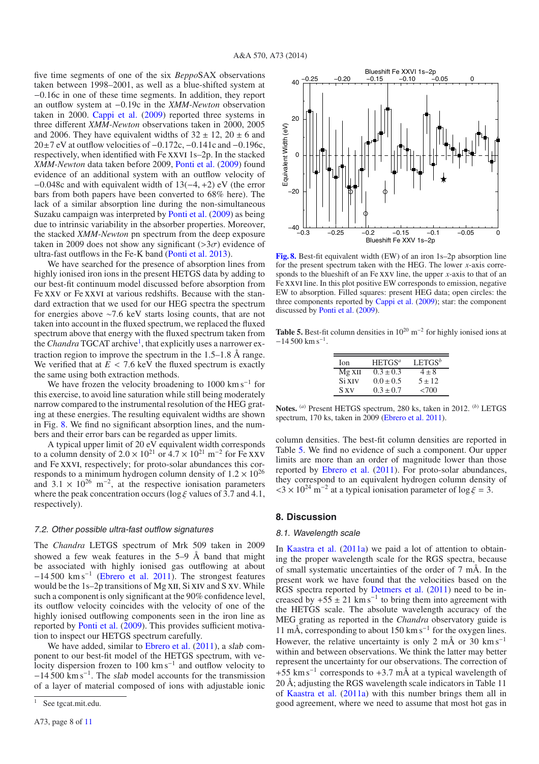five time segments of one of the six *Beppo*SAX observations taken between 1998–2001, as well as a blue-shifted system at $-0.16c$ in one of these time segments. In addition, they report an outflow system at $-0.19c$ in the *XMM-Newton* observation taken in 2000. Cappi et al. (2009) reported three systems in three different *XMM-Newton* observations taken in 2000, 2005 and 2006. They have equivalent widths of $32 \pm 12$, $20 \pm 6$ and $20 \pm 7$ eV at outflow velocities of $-0.172c$, $-0.141c$ and $-0.196c$, respectively, when identified with Fe XXVI 1s–2p. In the stacked *XMM-Newton* data taken before 2009, Ponti et al. (2009) found evidence of an additional system with an outflow velocity of $-0.048c$ and with equivalent width of $13(-4, +2)$ eV (the error bars from both papers have been converted to 68% here). The lack of a similar absorption line during the non-simultaneous Suzaku campaign was interpreted by Ponti et al. (2009) as being due to intrinsic variability in the absorber properties. Moreover, the stacked *XMM-Newton* pn spectrum from the deep exposure taken in 2009 does not show any significant ($>3\sigma$) evidence of ultra-fast outflows in the Fe-K band (Ponti et al. 2013).

We have searched for the presence of absorption lines from highly ionised iron ions in the present HETGS data by adding to our best-fit continuum model discussed before absorption from Fe XXV or Fe XXVI at various redshifts. Because with the standard extraction that we used for our HEG spectra the spectrum for energies above ~7.6 keV starts losing counts, that are not taken into account in the fluxed spectrum, we replaced the fluxed spectrum above that energy with the fluxed spectrum taken from the *Chandra* TGCAT archive[1], that explicitly uses a narrower extraction region to improve the spectrum in the 1.5–1.8 Å range. We verified that at $E < 7.6$ keV the fluxed spectrum is exactly the same using both extraction methods.

We have frozen the velocity broadening to 1000 km s$^{-1}$ for this exercise, to avoid line saturation while still being moderately narrow compared to the instrumental resolution of the HEG grating at these energies. The resulting equivalent widths are shown in Fig. 8. We find no significant absorption lines, and the numbers and their error bars can be regarded as upper limits.

A typical upper limit of 20 eV equivalent width corresponds to a column density of $2.0 \times 10^{21}$ or $4.7 \times 10^{21}$ m$^{-2}$ for Fe XXV and Fe XXVI, respectively; for proto-solar abundances this corresponds to a minimum hydrogen column density of $1.2 \times 10^{26}$ and $3.1 \times 10^{26}$ m$^{-2}$, at the respective ionisation parameters where the peak concentration occurs ($\log \xi$ values of 3.7 and 4.1, respectively).

### 7.2. Other possible ultra-fast outflow signatures

The *Chandra* LETGS spectrum of Mrk 509 taken in 2009 showed a few weak features in the 5–9 Å band that might be associated with highly ionised gas outflowing at about $-14\,500$ km s$^{-1}$ (Ebrero et al. 2011). The strongest features would be the 1s–2p transitions of Mg XII, Si XIV and S XV. While such a component is only significant at the 90% confidence level, its outflow velocity coincides with the velocity of one of the highly ionised outflowing components seen in the iron line as reported by Ponti et al. (2009). This provides sufficient motivation to inspect our HETGS spectrum carefully.

We have added, similar to Ebrero et al. (2011), a *slab* component to our best-fit model of the HETGS spectrum, with velocity dispersion frozen to 100 km s$^{-1}$ and outflow velocity to $-14\,500$ km s$^{-1}$. The *slab* model accounts for the transmission of a layer of material composed of ions with adjustable ionic

[1] See tgcat.mit.edu.

**Fig. 8.** Best-fit equivalent width (EW) of an iron 1s–2p absorption line for the present spectrum taken with the HEG. The lower $x$-axis corresponds to the blueshift of an Fe XXV line, the upper $x$-axis to that of an Fe XXVI line. In this plot positive EW corresponds to emission, negative EW to absorption. Filled squares: present HEG data; open circles: the three components reported by Cappi et al. (2009); star: the component discussed by Ponti et al. (2009).

**Table 5.** Best-fit column densities in $10^{20}$ m$^{-2}$ for highly ionised ions at $-14\,500$ km s$^{-1}$.

| Ion | HETGS[a] | LETGS[b] |
|---|---|---|
| Mg XII | $0.3 \pm 0.3$ | $4 \pm 8$ |
| Si XIV | $0.0 \pm 0.5$ | $5 \pm 12$ |
| S XV | $0.3 \pm 0.7$ | $<700$ |

**Notes.** [a] Present HETGS spectrum, 280 ks, taken in 2012. [b] LETGS spectrum, 170 ks, taken in 2009 (Ebrero et al. 2011).

column densities. The best-fit column densities are reported in Table 5. We find no evidence of such a component. Our upper limits are more than an order of magnitude lower than those reported by Ebrero et al. (2011). For proto-solar abundances, they correspond to an equivalent hydrogen column density of $<3 \times 10^{24}$ m$^{-2}$ at a typical ionisation parameter of $\log \xi = 3$.

## 8. Discussion

### 8.1. Wavelength scale

In Kaastra et al. (2011a) we paid a lot of attention to obtaining the proper wavelength scale for the RGS spectra, because of small systematic uncertainties of the order of 7 mÅ. In the present work we have found that the velocities based on the RGS spectra reported by Detmers et al. (2011) need to be increased by $+55 \pm 21$ km s$^{-1}$ to bring them into agreement with the HETGS scale. The absolute wavelength accuracy of the MEG grating as reported in the *Chandra* observatory guide is 11 mÅ, corresponding to about 150 km s$^{-1}$ for the oxygen lines. However, the relative uncertainty is only 2 mÅ or 30 km s$^{-1}$ within and between observations. We think the latter may better represent the uncertainty for our observations. The correction of $+55$ km s$^{-1}$ corresponds to $+3.7$ mÅ at a typical wavelength of 20 Å; adjusting the RGS wavelength scale indicators in Table 11 of Kaastra et al. (2011a) with this number brings them all in good agreement, where we need to assume that most hot gas in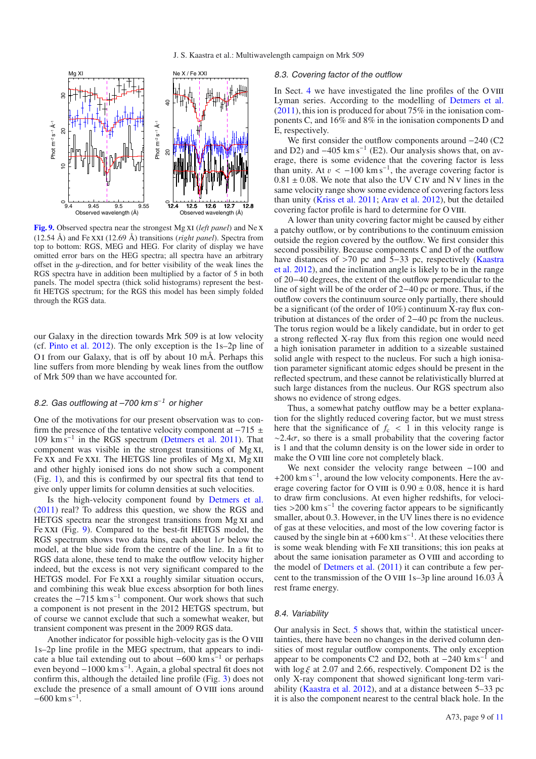**Fig. 9.** Observed spectra near the strongest Mg XI (*left panel*) and Ne X (12.54 Å) and Fe XXI (12.69 Å) transitions (*right panel*). Spectra from top to bottom: RGS, MEG and HEG. For clarity of display we have omitted error bars on the HEG spectra; all spectra have an arbitrary offset in the *y*-direction, and for better visibility of the weak lines the RGS spectra have in addition been multiplied by a factor of 5 in both panels. The model spectra (thick solid histograms) represent the best-fit HETGS spectrum; for the RGS this model has been simply folded through the RGS data.

our Galaxy in the direction towards Mrk 509 is at low velocity (cf. Pinto et al. 2012). The only exception is the 1s–2p line of O I from our Galaxy, that is off by about 10 mÅ. Perhaps this line suffers from more blending by weak lines from the outflow of Mrk 509 than we have accounted for.

### 8.2. Gas outflowing at –700 km s$^{-1}$ or higher

One of the motivations for our present observation was to confirm the presence of the tentative velocity component at $-715 \pm 109$ km s$^{-1}$ in the RGS spectrum (Detmers et al. 2011). That component was visible in the strongest transitions of Mg XI, Fe XX and Fe XXI. The HETGS line profiles of Mg XI, Mg XII and other highly ionised ions do not show such a component (Fig. 1), and this is confirmed by our spectral fits that tend to give only upper limits for column densities at such velocities.

Is the high-velocity component found by Detmers et al. (2011) real? To address this question, we show the RGS and HETGS spectra near the strongest transitions from Mg XI and Fe XXI (Fig. 9). Compared to the best-fit HETGS model, the RGS spectrum shows two data bins, each about $1\sigma$ below the model, at the blue side from the centre of the line. In a fit to RGS data alone, these tend to make the outflow velocity higher indeed, but the excess is not very significant compared to the HETGS model. For Fe XXI a roughly similar situation occurs, and combining this weak blue excess absorption for both lines creates the $-715$ km s$^{-1}$ component. Our work shows that such a component is not present in the 2012 HETGS spectrum, but of course we cannot exclude that such a somewhat weaker, but transient component was present in the 2009 RGS data.

Another indicator for possible high-velocity gas is the O VIII 1s–2p line profile in the MEG spectrum, that appears to indicate a blue tail extending out to about $-600$ km s$^{-1}$ or perhaps even beyond $-1000$ km s$^{-1}$. Again, a global spectral fit does not confirm this, although the detailed line profile (Fig. 3) does not exclude the presence of a small amount of O VIII ions around $-600$ km s$^{-1}$.

### 8.3. Covering factor of the outflow

In Sect. 4 we have investigated the line profiles of the O VIII Lyman series. According to the modelling of Detmers et al. (2011), this ion is produced for about 75% in the ionisation components C, and 16% and 8% in the ionisation components D and E, respectively.

We first consider the outflow components around $-240$ (C2 and D2) and $-405$ km s$^{-1}$ (E2). Our analysis shows that, on average, there is some evidence that the covering factor is less than unity. At $v < -100$ km s$^{-1}$, the average covering factor is $0.81 \pm 0.08$. We note that also the UV C IV and N V lines in the same velocity range show some evidence of covering factors less than unity (Kriss et al. 2011; Arav et al. 2012), but the detailed covering factor profile is hard to determine for O VIII.

A lower than unity covering factor might be caused by either a patchy outflow, or by contributions to the continuum emission outside the region covered by the outflow. We first consider this second possibility. Because components C and D of the outflow have distances of >70 pc and 5–33 pc, respectively (Kaastra et al. 2012), and the inclination angle is likely to be in the range of 20–40 degrees, the extent of the outflow perpendicular to the line of sight will be of the order of 2–40 pc or more. Thus, if the outflow covers the continuum source only partially, there should be a significant (of the order of 10%) continuum X-ray flux contribution at distances of the order of 2–40 pc from the nucleus. The torus region would be a likely candidate, but in order to get a strong reflected X-ray flux from this region one would need a high ionisation parameter in addition to a sizeable sustained solid angle with respect to the nucleus. For such a high ionisation parameter significant atomic edges should be present in the reflected spectrum, and these cannot be relativistically blurred at such large distances from the nucleus. Our RGS spectrum also shows no evidence of strong edges.

Thus, a somewhat patchy outflow may be a better explanation for the slightly reduced covering factor, but we must stress here that the significance of $f_c < 1$ in this velocity range is $\sim 2.4\sigma$, so there is a small probability that the covering factor is 1 and that the column density is on the lower side in order to make the O VIII line core not completely black.

We next consider the velocity range between $-100$ and $+200$ km s$^{-1}$, around the low velocity components. Here the average covering factor for O VIII is $0.90 \pm 0.08$, hence it is hard to draw firm conclusions. At even higher redshifts, for velocities >200 km s$^{-1}$ the covering factor appears to be significantly smaller, about 0.3. However, in the UV lines there is no evidence of gas at these velocities, and most of the low covering factor is caused by the single bin at $+600$ km s$^{-1}$. At these velocities there is some weak blending with Fe XII transitions; this ion peaks at about the same ionisation parameter as O VIII and according to the model of Detmers et al. (2011) it can contribute a few percent to the transmission of the O VIII 1s–3p line around 16.03 Å rest frame energy.

### 8.4. Variability

Our analysis in Sect. 5 shows that, within the statistical uncertainties, there have been no changes in the derived column densities of most regular outflow components. The only exception appear to be components C2 and D2, both at $-240$ km s$^{-1}$ and with $\log \xi$ at 2.07 and 2.66, respectively. Component D2 is the only X-ray component that showed significant long-term variability (Kaastra et al. 2012), and at a distance between 5–33 pc it is also the component nearest to the central black hole. In the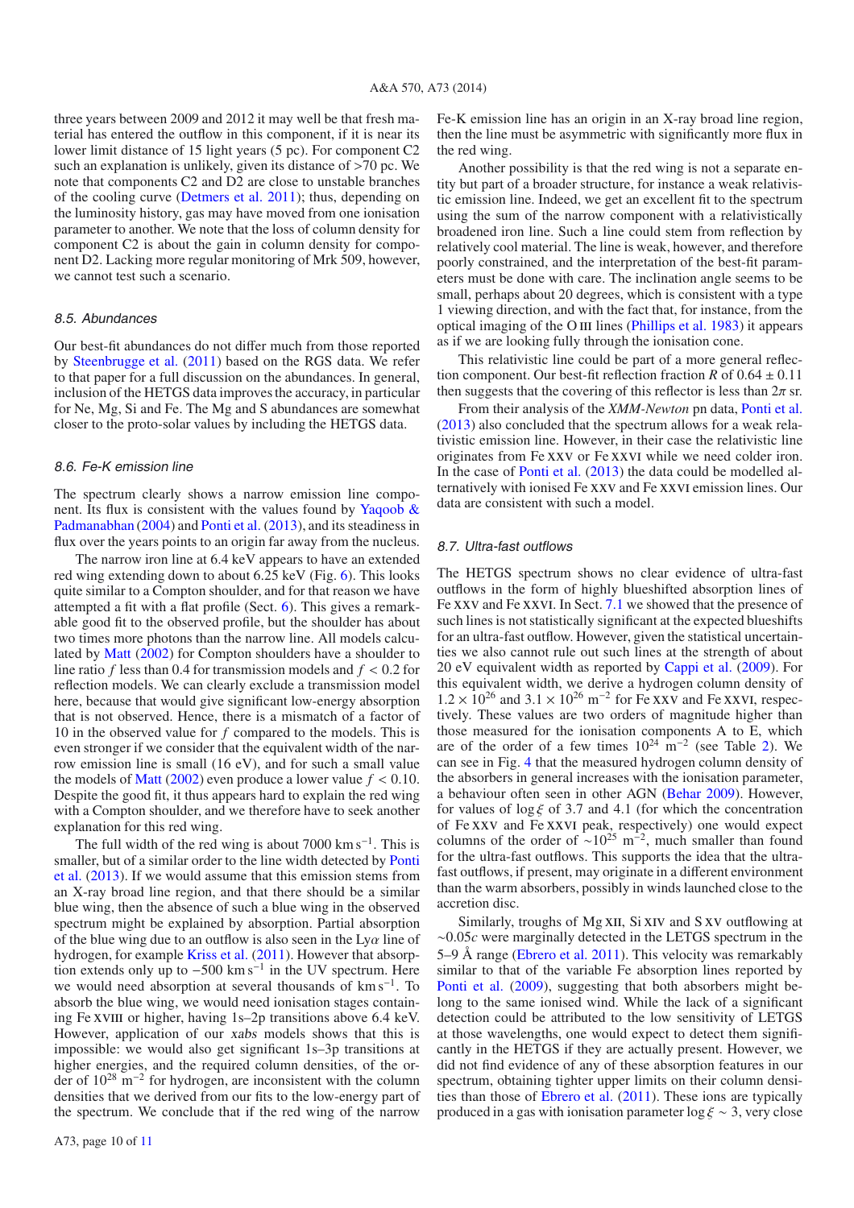three years between 2009 and 2012 it may well be that fresh material has entered the outflow in this component, if it is near its lower limit distance of 15 light years (5 pc). For component C2 such an explanation is unlikely, given its distance of >70 pc. We note that components C2 and D2 are close to unstable branches of the cooling curve (Detmers et al. 2011); thus, depending on the luminosity history, gas may have moved from one ionisation parameter to another. We note that the loss of column density for component C2 is about the gain in column density for component D2. Lacking more regular monitoring of Mrk 509, however, we cannot test such a scenario.

### 8.5. Abundances

Our best-fit abundances do not differ much from those reported by Steenbrugge et al. (2011) based on the RGS data. We refer to that paper for a full discussion on the abundances. In general, inclusion of the HETGS data improves the accuracy, in particular for Ne, Mg, Si and Fe. The Mg and S abundances are somewhat closer to the proto-solar values by including the HETGS data.

### 8.6. Fe-K emission line

The spectrum clearly shows a narrow emission line component. Its flux is consistent with the values found by Yaqoob & Padmanabhan (2004) and Ponti et al. (2013), and its steadiness in flux over the years points to an origin far away from the nucleus.

The narrow iron line at 6.4 keV appears to have an extended red wing extending down to about 6.25 keV (Fig. 6). This looks quite similar to a Compton shoulder, and for that reason we have attempted a fit with a flat profile (Sect. 6). This gives a remarkable good fit to the observed profile, but the shoulder has about two times more photons than the narrow line. All models calculated by Matt (2002) for Compton shoulders have a shoulder to line ratio $f$ less than 0.4 for transmission models and $f < 0.2$ for reflection models. We can clearly exclude a transmission model here, because that would give significant low-energy absorption that is not observed. Hence, there is a mismatch of a factor of 10 in the observed value for $f$ compared to the models. This is even stronger if we consider that the equivalent width of the narrow emission line is small (16 eV), and for such a small value the models of Matt (2002) even produce a lower value $f < 0.10$. Despite the good fit, it thus appears hard to explain the red wing with a Compton shoulder, and we therefore have to seek another explanation for this red wing.

The full width of the red wing is about 7000 km s$^{-1}$. This is smaller, but of a similar order to the line width detected by Ponti et al. (2013). If we would assume that this emission stems from an X-ray broad line region, and that there should be a similar blue wing, then the absence of such a blue wing in the observed spectrum might be explained by absorption. Partial absorption of the blue wing due to an outflow is also seen in the Ly$\alpha$ line of hydrogen, for example Kriss et al. (2011). However that absorption extends only up to $-500$ km s$^{-1}$ in the UV spectrum. Here we would need absorption at several thousands of km s$^{-1}$. To absorb the blue wing, we would need ionisation stages containing Fe XVIII or higher, having 1s–2p transitions above 6.4 keV. However, application of our *xabs* models shows that this is impossible: we would also get significant 1s–3p transitions at higher energies, and the required column densities, of the order of $10^{28}$ m$^{-2}$ for hydrogen, are inconsistent with the column densities that we derived from our fits to the low-energy part of the spectrum. We conclude that if the red wing of the narrow Fe-K emission line has an origin in an X-ray broad line region, then the line must be asymmetric with significantly more flux in the red wing.

Another possibility is that the red wing is not a separate entity but part of a broader structure, for instance a weak relativistic emission line. Indeed, we get an excellent fit to the spectrum using the sum of the narrow component with a relativistically broadened iron line. Such a line could stem from reflection by relatively cool material. The line is weak, however, and therefore poorly constrained, and the interpretation of the best-fit parameters must be done with care. The inclination angle seems to be small, perhaps about 20 degrees, which is consistent with a type 1 viewing direction, and with the fact that, for instance, from the optical imaging of the O III lines (Phillips et al. 1983) it appears as if we are looking fully through the ionisation cone.

This relativistic line could be part of a more general reflection component. Our best-fit reflection fraction $R$ of $0.64 \pm 0.11$ then suggests that the covering of this reflector is less than $2\pi$ sr.

From their analysis of the *XMM-Newton* pn data, Ponti et al. (2013) also concluded that the spectrum allows for a weak relativistic emission line. However, in their case the relativistic line originates from Fe XXV or Fe XXVI while we need colder iron. In the case of Ponti et al. (2013) the data could be modelled alternatively with ionised Fe XXV and Fe XXVI emission lines. Our data are consistent with such a model.

### 8.7. Ultra-fast outflows

The HETGS spectrum shows no clear evidence of ultra-fast outflows in the form of highly blueshifted absorption lines of Fe XXV and Fe XXVI. In Sect. 7.1 we showed that the presence of such lines is not statistically significant at the expected blueshifts for an ultra-fast outflow. However, given the statistical uncertainties we also cannot rule out such lines at the strength of about 20 eV equivalent width as reported by Cappi et al. (2009). For this equivalent width, we derive a hydrogen column density of $1.2 \times 10^{26}$ and $3.1 \times 10^{26}$ m$^{-2}$ for Fe XXV and Fe XXVI, respectively. These values are two orders of magnitude higher than those measured for the ionisation components A to E, which are of the order of a few times $10^{24}$ m$^{-2}$ (see Table 2). We can see in Fig. 4 that the measured hydrogen column density of the absorbers in general increases with the ionisation parameter, a behaviour often seen in other AGN (Behar 2009). However, for values of $\log \xi$ of 3.7 and 4.1 (for which the concentration of Fe XXV and Fe XXVI peak, respectively) one would expect columns of the order of $\sim 10^{25}$ m$^{-2}$, much smaller than found for the ultra-fast outflows. This supports the idea that the ultra-fast outflows, if present, may originate in a different environment than the warm absorbers, possibly in winds launched close to the accretion disc.

Similarly, troughs of Mg XII, Si XIV and S XV outflowing at $\sim 0.05c$ were marginally detected in the LETGS spectrum in the 5–9 Å range (Ebrero et al. 2011). This velocity was remarkably similar to that of the variable Fe absorption lines reported by Ponti et al. (2009), suggesting that both absorbers might belong to the same ionised wind. While the lack of a significant detection could be attributed to the low sensitivity of LETGS at those wavelengths, one would expect to detect them significantly in the HETGS if they are actually present. However, we did not find evidence of any of these absorption features in our spectrum, obtaining tighter upper limits on their column densities than those of Ebrero et al. (2011). These ions are typically produced in a gas with ionisation parameter $\log \xi \sim 3$, very close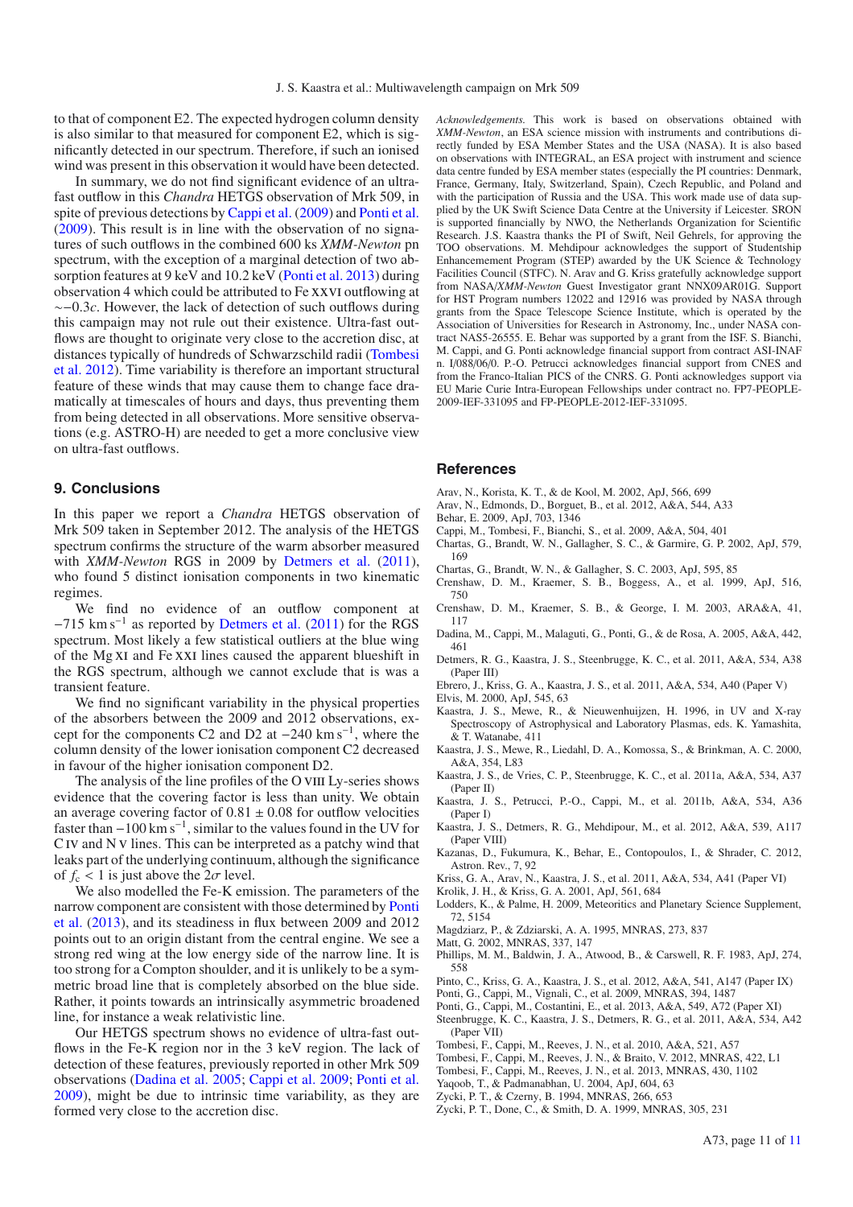to that of component E2. The expected hydrogen column density is also similar to that measured for component E2, which is significantly detected in our spectrum. Therefore, if such an ionised wind was present in this observation it would have been detected.

In summary, we do not find significant evidence of an ultra-fast outflow in this *Chandra* HETGS observation of Mrk 509, in spite of previous detections by Cappi et al. (2009) and Ponti et al. (2009). This result is in line with the observation of no signatures of such outflows in the combined 600 ks *XMM-Newton* pn spectrum, with the exception of a marginal detection of two absorption features at 9 keV and 10.2 keV (Ponti et al. 2013) during observation 4 which could be attributed to Fe XXVI outflowing at $\sim -0.3c$. However, the lack of detection of such outflows during this campaign may not rule out their existence. Ultra-fast outflows are thought to originate very close to the accretion disc, at distances typically of hundreds of Schwarzschild radii (Tombesi et al. 2012). Time variability is therefore an important structural feature of these winds that may cause them to change face dramatically at timescales of hours and days, thus preventing them from being detected in all observations. More sensitive observations (e.g. ASTRO-H) are needed to get a more conclusive view on ultra-fast outflows.

## 9. Conclusions

In this paper we report a *Chandra* HETGS observation of Mrk 509 taken in September 2012. The analysis of the HETGS spectrum confirms the structure of the warm absorber measured with *XMM-Newton* RGS in 2009 by Detmers et al. (2011), who found 5 distinct ionisation components in two kinematic regimes.

We find no evidence of an outflow component at $-715$ km s$^{-1}$ as reported by Detmers et al. (2011) for the RGS spectrum. Most likely a few statistical outliers at the blue wing of the Mg XI and Fe XXI lines caused the apparent blueshift in the RGS spectrum, although we cannot exclude that is was a transient feature.

We find no significant variability in the physical properties of the absorbers between the 2009 and 2012 observations, except for the components C2 and D2 at $-240$ km s$^{-1}$, where the column density of the lower ionisation component C2 decreased in favour of the higher ionisation component D2.

The analysis of the line profiles of the O VIII Ly-series shows evidence that the covering factor is less than unity. We obtain an average covering factor of $0.81 \pm 0.08$ for outflow velocities faster than $-100$ km s$^{-1}$, similar to the values found in the UV for C IV and N V lines. This can be interpreted as a patchy wind that leaks part of the underlying continuum, although the significance of $f_c < 1$ is just above the $2\sigma$ level.

We also modelled the Fe-K emission. The parameters of the narrow component are consistent with those determined by Ponti et al. (2013), and its steadiness in flux between 2009 and 2012 points out to an origin distant from the central engine. We see a strong red wing at the low energy side of the narrow line. It is too strong for a Compton shoulder, and it is unlikely to be a symmetric broad line that is completely absorbed on the blue side. Rather, it points towards an intrinsically asymmetric broadened line, for instance a weak relativistic line.

Our HETGS spectrum shows no evidence of ultra-fast outflows in the Fe-K region nor in the 3 keV region. The lack of detection of these features, previously reported in other Mrk 509 observations (Dadina et al. 2005; Cappi et al. 2009; Ponti et al. 2009), might be due to intrinsic time variability, as they are formed very close to the accretion disc.

*Acknowledgements.* This work is based on observations obtained with *XMM-Newton*, an ESA science mission with instruments and contributions directly funded by ESA Member States and the USA (NASA). It is also based on observations with INTEGRAL, an ESA project with instrument and science data centre funded by ESA member states (especially the PI countries: Denmark, France, Germany, Italy, Switzerland, Spain), Czech Republic, and Poland and with the participation of Russia and the USA. This work made use of data supplied by the UK Swift Science Data Centre at the University if Leicester. SRON is supported financially by NWO, the Netherlands Organization for Scientific Research. J.S. Kaastra thanks the PI of Swift, Neil Gehrels, for approving the TOO observations. M. Mehdipour acknowledges the support of Studentship Enhancement Program (STEP) awarded by the UK Science & Technology Facilities Council (STFC). N. Arav and G. Kriss gratefully acknowledge support from NASA/*XMM-Newton* Guest Investigator grant NNX09AR01G. Support for HST Program numbers 12022 and 12916 was provided by NASA through grants from the Space Telescope Science Institute, which is operated by the Association of Universities for Research in Astronomy, Inc., under NASA contract NAS5-26555. E. Behar was supported by a grant from the ISF. S. Bianchi, M. Cappi, and G. Ponti acknowledge financial support from contract ASI-INAF n. I/088/06/0. P.-O. Petrucci acknowledges financial support from CNES and from the Franco-Italian PICS of the CNRS. G. Ponti acknowledges support via EU Marie Curie Intra-European Fellowships under contract no. FP7-PEOPLE-2009-IEF-331095 and FP-PEOPLE-2012-IEF-331095.

## References

Arav, N., Korista, K. T., & de Kool, M. 2002, ApJ, 566, 699
Arav, N., Edmonds, D., Borguet, B., et al. 2012, A&A, 544, A33
Behar, E. 2009, ApJ, 703, 1346
Cappi, M., Tombesi, F., Bianchi, S., et al. 2009, A&A, 504, 401
Chartas, G., Brandt, W. N., Gallagher, S. C., & Garmire, G. P. 2002, ApJ, 579, 169
Chartas, G., Brandt, W. N., & Gallagher, S. C. 2003, ApJ, 595, 85
Crenshaw, D. M., Kraemer, S. B., Boggess, A., et al. 1999, ApJ, 516, 750
Crenshaw, D. M., Kraemer, S. B., & George, I. M. 2003, ARA&A, 41, 117
Dadina, M., Cappi, M., Malaguti, G., Ponti, G., & de Rosa, A. 2005, A&A, 442, 461
Detmers, R. G., Kaastra, J. S., Steenbrugge, K. C., et al. 2011, A&A, 534, A38 (Paper III)
Ebrero, J., Kriss, G. A., Kaastra, J. S., et al. 2011, A&A, 534, A40 (Paper V)
Elvis, M. 2000, ApJ, 545, 63
Kaastra, J. S., Mewe, R., & Nieuwenhuijzen, H. 1996, in UV and X-ray Spectroscopy of Astrophysical and Laboratory Plasmas, eds. K. Yamashita, & T. Watanabe, 411
Kaastra, J. S., Mewe, R., Liedahl, D. A., Komossa, S., & Brinkman, A. C. 2000, A&A, 354, L83
Kaastra, J. S., de Vries, C. P., Steenbrugge, K. C., et al. 2011a, A&A, 534, A37 (Paper II)
Kaastra, J. S., Petrucci, P.-O., Cappi, M., et al. 2011b, A&A, 534, A36 (Paper I)
Kaastra, J. S., Detmers, R. G., Mehdipour, M., et al. 2012, A&A, 539, A117 (Paper VIII)
Kazanas, D., Fukumura, K., Behar, E., Contopoulos, I., & Shrader, C. 2012, Astron. Rev., 7, 92
Kriss, G. A., Arav, N., Kaastra, J. S., et al. 2011, A&A, 534, A41 (Paper VI)
Krolik, J. H., & Kriss, G. A. 2001, ApJ, 561, 684
Lodders, K., & Palme, H. 2009, Meteoritics and Planetary Science Supplement, 72, 5154
Magdziarz, P., & Zdziarski, A. 1995, MNRAS, 273, 837
Matt, G. 2002, MNRAS, 337, 147
Phillips, M. M., Baldwin, J. A., Atwood, B., & Carswell, R. F. 1983, ApJ, 274, 558
Pinto, C., Kriss, G. A., Kaastra, J. S., et al. 2012, A&A, 541, A147 (Paper IX)
Ponti, G., Cappi, M., Vignali, C., et al. 2009, MNRAS, 394, 1487
Ponti, G., Cappi, M., Costantini, E., et al. 2013, A&A, 549, A72 (Paper XI)
Steenbrugge, K. C., Kaastra, J. S., Detmers, R. G., et al. 2011, A&A, 534, A42 (Paper VII)
Tombesi, F., Cappi, M., Reeves, J. N., et al. 2010, A&A, 521, A57
Tombesi, F., Cappi, M., Reeves, J. N., & Braito, V. 2012, MNRAS, 422, L1
Tombesi, F., Cappi, M., Reeves, J. N., et al. 2013, MNRAS, 430, 1102
Yaqoob, T., & Padmanabhan, U. 2004, ApJ, 604, 63
Zycki, P. T., & Czerny, B. 1994, MNRAS, 266, 653
Zycki, P. T., Done, C., & Smith, D. A. 1999, MNRAS, 305, 231